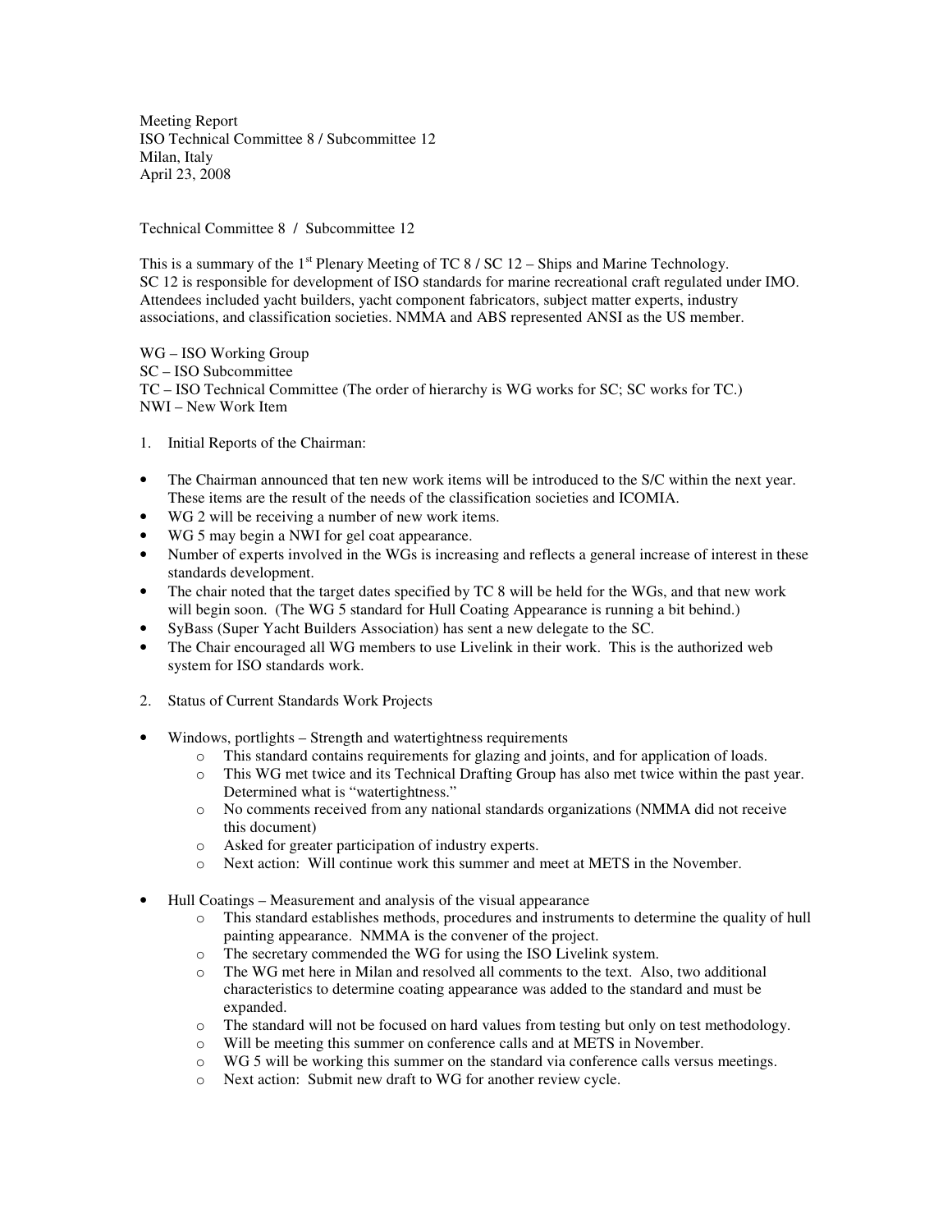Meeting Report
ISO Technical Committee 8 / Subcommittee 12
Milan, Italy
April 23, 2008

Technical Committee 8 / Subcommittee 12

This is a summary of the 1st Plenary Meeting of TC 8 / SC 12 – Ships and Marine Technology. SC 12 is responsible for development of ISO standards for marine recreational craft regulated under IMO. Attendees included yacht builders, yacht component fabricators, subject matter experts, industry associations, and classification societies. NMMA and ABS represented ANSI as the US member.

WG – ISO Working Group
SC – ISO Subcommittee
TC – ISO Technical Committee (The order of hierarchy is WG works for SC; SC works for TC.)
NWI – New Work Item

1. Initial Reports of the Chairman:

- The Chairman announced that ten new work items will be introduced to the S/C within the next year. These items are the result of the needs of the classification societies and ICOMIA.
- WG 2 will be receiving a number of new work items.
- WG 5 may begin a NWI for gel coat appearance.
- Number of experts involved in the WGs is increasing and reflects a general increase of interest in these standards development.
- The chair noted that the target dates specified by TC 8 will be held for the WGs, and that new work will begin soon. (The WG 5 standard for Hull Coating Appearance is running a bit behind.)
- SyBass (Super Yacht Builders Association) has sent a new delegate to the SC.
- The Chair encouraged all WG members to use Livelink in their work. This is the authorized web system for ISO standards work.

2. Status of Current Standards Work Projects

- Windows, portlights – Strength and watertightness requirements
  - This standard contains requirements for glazing and joints, and for application of loads.
  - This WG met twice and its Technical Drafting Group has also met twice within the past year. Determined what is "watertightness."
  - No comments received from any national standards organizations (NMMA did not receive this document)
  - Asked for greater participation of industry experts.
  - Next action: Will continue work this summer and meet at METS in the November.

- Hull Coatings – Measurement and analysis of the visual appearance
  - This standard establishes methods, procedures and instruments to determine the quality of hull painting appearance. NMMA is the convener of the project.
  - The secretary commended the WG for using the ISO Livelink system.
  - The WG met here in Milan and resolved all comments to the text. Also, two additional characteristics to determine coating appearance was added to the standard and must be expanded.
  - The standard will not be focused on hard values from testing but only on test methodology.
  - Will be meeting this summer on conference calls and at METS in November.
  - WG 5 will be working this summer on the standard via conference calls versus meetings.
  - Next action: Submit new draft to WG for another review cycle.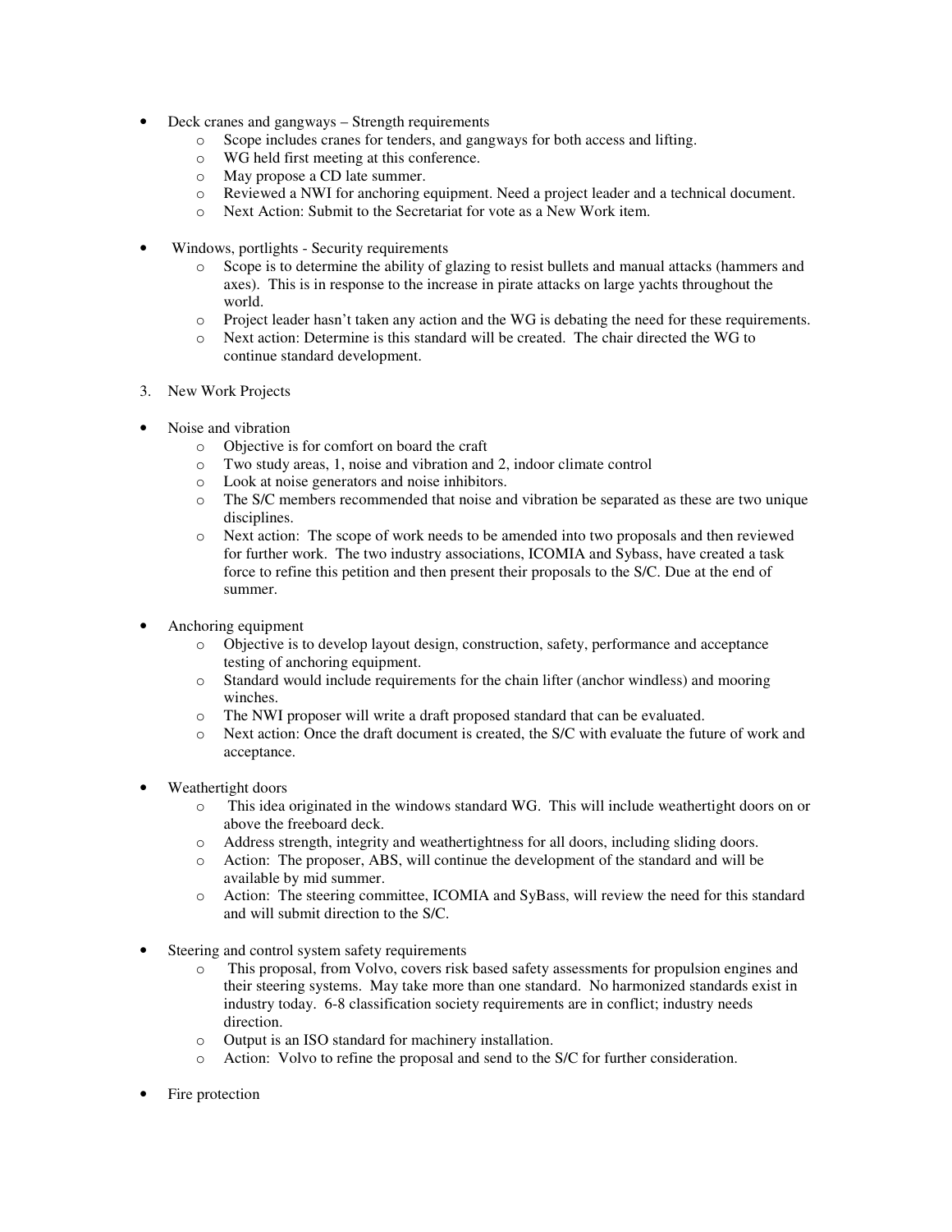- Deck cranes and gangways – Strength requirements
  - Scope includes cranes for tenders, and gangways for both access and lifting.
  - WG held first meeting at this conference.
  - May propose a CD late summer.
  - Reviewed a NWI for anchoring equipment. Need a project leader and a technical document.
  - Next Action: Submit to the Secretariat for vote as a New Work item.

- Windows, portlights - Security requirements
  - Scope is to determine the ability of glazing to resist bullets and manual attacks (hammers and axes). This is in response to the increase in pirate attacks on large yachts throughout the world.
  - Project leader hasn't taken any action and the WG is debating the need for these requirements.
  - Next action: Determine is this standard will be created. The chair directed the WG to continue standard development.

3. New Work Projects

- Noise and vibration
  - Objective is for comfort on board the craft
  - Two study areas, 1, noise and vibration and 2, indoor climate control
  - Look at noise generators and noise inhibitors.
  - The S/C members recommended that noise and vibration be separated as these are two unique disciplines.
  - Next action: The scope of work needs to be amended into two proposals and then reviewed for further work. The two industry associations, ICOMIA and Sybass, have created a task force to refine this petition and then present their proposals to the S/C. Due at the end of summer.

- Anchoring equipment
  - Objective is to develop layout design, construction, safety, performance and acceptance testing of anchoring equipment.
  - Standard would include requirements for the chain lifter (anchor windless) and mooring winches.
  - The NWI proposer will write a draft proposed standard that can be evaluated.
  - Next action: Once the draft document is created, the S/C with evaluate the future of work and acceptance.

- Weathertight doors
  - This idea originated in the windows standard WG. This will include weathertight doors on or above the freeboard deck.
  - Address strength, integrity and weathertightness for all doors, including sliding doors.
  - Action: The proposer, ABS, will continue the development of the standard and will be available by mid summer.
  - Action: The steering committee, ICOMIA and SyBass, will review the need for this standard and will submit direction to the S/C.

- Steering and control system safety requirements
  - This proposal, from Volvo, covers risk based safety assessments for propulsion engines and their steering systems. May take more than one standard. No harmonized standards exist in industry today. 6-8 classification society requirements are in conflict; industry needs direction.
  - Output is an ISO standard for machinery installation.
  - Action: Volvo to refine the proposal and send to the S/C for further consideration.

- Fire protection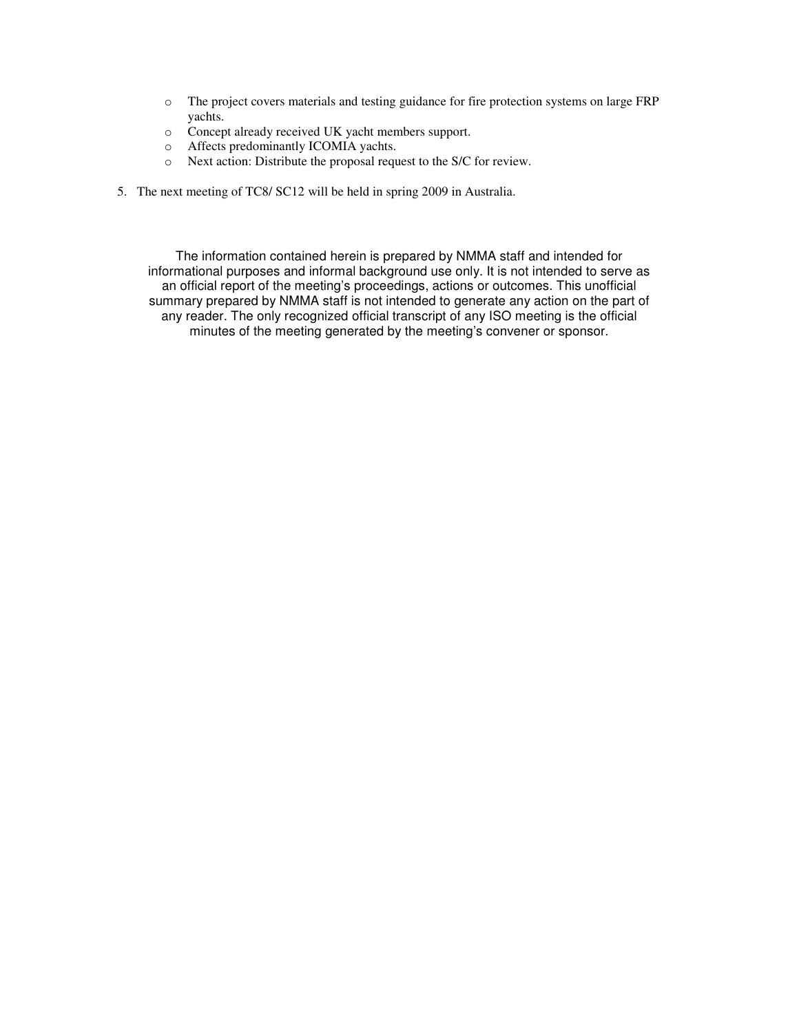- The project covers materials and testing guidance for fire protection systems on large FRP yachts.
- Concept already received UK yacht members support.
- Affects predominantly ICOMIA yachts.
- Next action: Distribute the proposal request to the S/C for review.

5. The next meeting of TC8/ SC12 will be held in spring 2009 in Australia.

The information contained herein is prepared by NMMA staff and intended for informational purposes and informal background use only. It is not intended to serve as an official report of the meeting's proceedings, actions or outcomes. This unofficial summary prepared by NMMA staff is not intended to generate any action on the part of any reader. The only recognized official transcript of any ISO meeting is the official minutes of the meeting generated by the meeting's convener or sponsor.